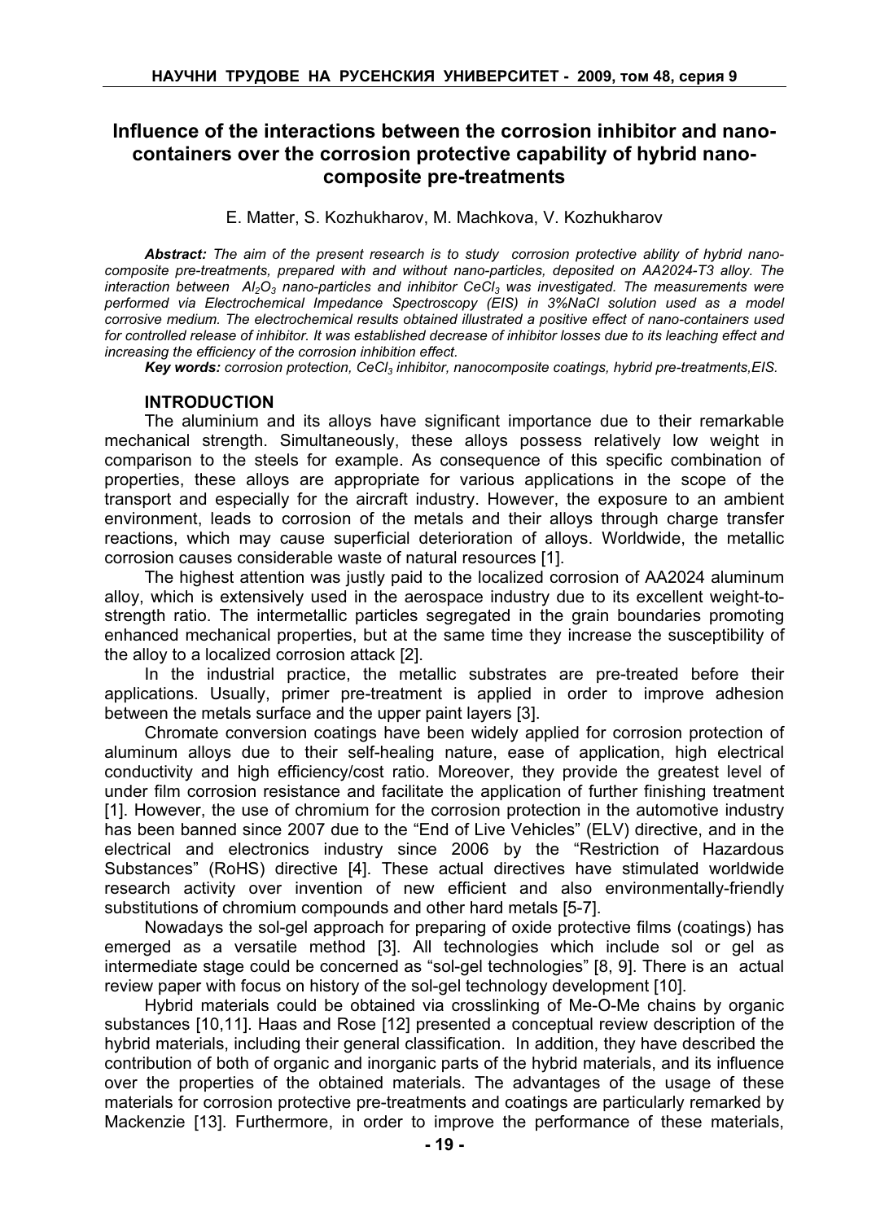# Influence of the interactions between the corrosion inhibitor and nano-containers over the corrosion protective capability of hybrid nano-composite pre-treatments

E. Matter, S. Kozhukharov, M. Machkova, V. Kozhukharov

***Abstract:*** *The aim of the present research is to study corrosion protective ability of hybrid nano-composite pre-treatments, prepared with and without nano-particles, deposited on AA2024-T3 alloy. The interaction between $Al_2O_3$ nano-particles and inhibitor $CeCl_3$ was investigated. The measurements were performed via Electrochemical Impedance Spectroscopy (EIS) in 3%NaCl solution used as a model corrosive medium. The electrochemical results obtained illustrated a positive effect of nano-containers used for controlled release of inhibitor. It was established decrease of inhibitor losses due to its leaching effect and increasing the efficiency of the corrosion inhibition effect.*

***Key words:*** *corrosion protection, $CeCl_3$ inhibitor, nanocomposite coatings, hybrid pre-treatments,EIS.*

## INTRODUCTION

The aluminium and its alloys have significant importance due to their remarkable mechanical strength. Simultaneously, these alloys possess relatively low weight in comparison to the steels for example. As consequence of this specific combination of properties, these alloys are appropriate for various applications in the scope of the transport and especially for the aircraft industry. However, the exposure to an ambient environment, leads to corrosion of the metals and their alloys through charge transfer reactions, which may cause superficial deterioration of alloys. Worldwide, the metallic corrosion causes considerable waste of natural resources [1].

The highest attention was justly paid to the localized corrosion of AA2024 aluminum alloy, which is extensively used in the aerospace industry due to its excellent weight-to-strength ratio. The intermetallic particles segregated in the grain boundaries promoting enhanced mechanical properties, but at the same time they increase the susceptibility of the alloy to a localized corrosion attack [2].

In the industrial practice, the metallic substrates are pre-treated before their applications. Usually, primer pre-treatment is applied in order to improve adhesion between the metals surface and the upper paint layers [3].

Chromate conversion coatings have been widely applied for corrosion protection of aluminum alloys due to their self-healing nature, ease of application, high electrical conductivity and high efficiency/cost ratio. Moreover, they provide the greatest level of under film corrosion resistance and facilitate the application of further finishing treatment [1]. However, the use of chromium for the corrosion protection in the automotive industry has been banned since 2007 due to the "End of Live Vehicles" (ELV) directive, and in the electrical and electronics industry since 2006 by the "Restriction of Hazardous Substances" (RoHS) directive [4]. These actual directives have stimulated worldwide research activity over invention of new efficient and also environmentally-friendly substitutions of chromium compounds and other hard metals [5-7].

Nowadays the sol-gel approach for preparing of oxide protective films (coatings) has emerged as a versatile method [3]. All technologies which include sol or gel as intermediate stage could be concerned as "sol-gel technologies" [8, 9]. There is an actual review paper with focus on history of the sol-gel technology development [10].

Hybrid materials could be obtained via crosslinking of Me-O-Me chains by organic substances [10,11]. Haas and Rose [12] presented a conceptual review description of the hybrid materials, including their general classification. In addition, they have described the contribution of both of organic and inorganic parts of the hybrid materials, and its influence over the properties of the obtained materials. The advantages of the usage of these materials for corrosion protective pre-treatments and coatings are particularly remarked by Mackenzie [13]. Furthermore, in order to improve the performance of these materials,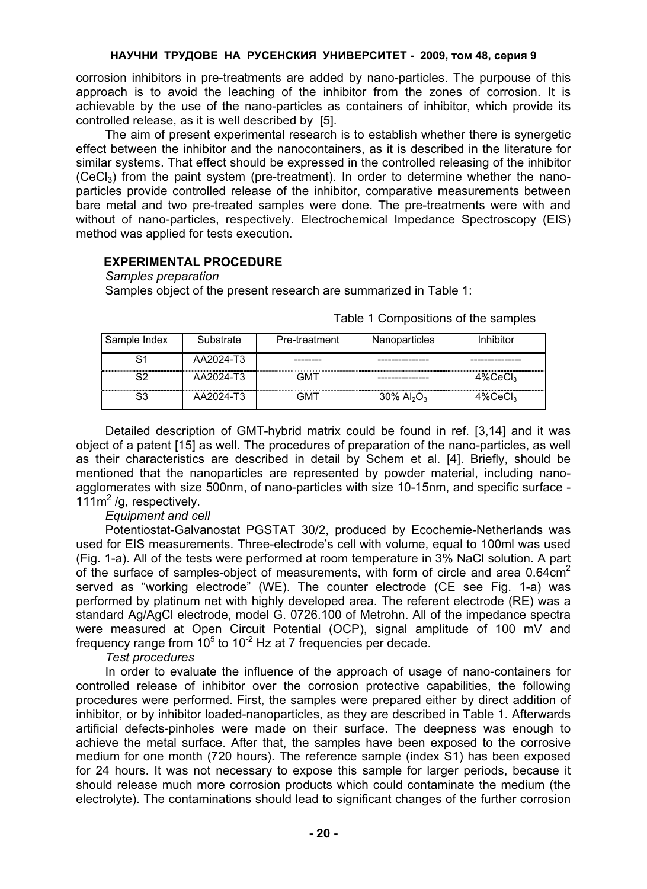corrosion inhibitors in pre-treatments are added by nano-particles. The purpouse of this approach is to avoid the leaching of the inhibitor from the zones of corrosion. It is achievable by the use of the nano-particles as containers of inhibitor, which provide its controlled release, as it is well described by [5].

The aim of present experimental research is to establish whether there is synergetic effect between the inhibitor and the nanocontainers, as it is described in the literature for similar systems. That effect should be expressed in the controlled releasing of the inhibitor ($CeCl_3$) from the paint system (pre-treatment). In order to determine whether the nano-particles provide controlled release of the inhibitor, comparative measurements between bare metal and two pre-treated samples were done. The pre-treatments were with and without of nano-particles, respectively. Electrochemical Impedance Spectroscopy (EIS) method was applied for tests execution.

## EXPERIMENTAL PROCEDURE

*Samples preparation*

Samples object of the present research are summarized in Table 1:

Table 1 Compositions of the samples

| Sample Index | Substrate | Pre-treatment | Nanoparticles | Inhibitor |
|---|---|---|---|---|
| S1 | AA2024-T3 | -------- | --------------- | --------------- |
| S2 | AA2024-T3 | GMT | --------------- | 4%$CeCl_3$ |
| S3 | AA2024-T3 | GMT | 30% $Al_2O_3$ | 4%$CeCl_3$ |

Detailed description of GMT-hybrid matrix could be found in ref. [3,14] and it was object of a patent [15] as well. The procedures of preparation of the nano-particles, as well as their characteristics are described in detail by Schem et al. [4]. Briefly, should be mentioned that the nanoparticles are represented by powder material, including nano-agglomerates with size 500nm, of nano-particles with size 10-15nm, and specific surface - 111$m^2$ /g, respectively.

*Equipment and cell*

Potentiostat-Galvanostat PGSTAT 30/2, produced by Ecochemie-Netherlands was used for EIS measurements. Three-electrode's cell with volume, equal to 100ml was used (Fig. 1-a). All of the tests were performed at room temperature in 3% NaCl solution. A part of the surface of samples-object of measurements, with form of circle and area 0.64$cm^2$ served as "working electrode" (WE). The counter electrode (CE see Fig. 1-a) was performed by platinum net with highly developed area. The referent electrode (RE) was a standard Ag/AgCl electrode, model G. 0726.100 of Metrohn. All of the impedance spectra were measured at Open Circuit Potential (OCP), signal amplitude of 100 mV and frequency range from $10^5$ to $10^{-2}$ Hz at 7 frequencies per decade.

*Test procedures*

In order to evaluate the influence of the approach of usage of nano-containers for controlled release of inhibitor over the corrosion protective capabilities, the following procedures were performed. First, the samples were prepared either by direct addition of inhibitor, or by inhibitor loaded-nanoparticles, as they are described in Table 1. Afterwards artificial defects-pinholes were made on their surface. The deepness was enough to achieve the metal surface. After that, the samples have been exposed to the corrosive medium for one month (720 hours). The reference sample (index S1) has been exposed for 24 hours. It was not necessary to expose this sample for larger periods, because it should release much more corrosion products which could contaminate the medium (the electrolyte). The contaminations should lead to significant changes of the further corrosion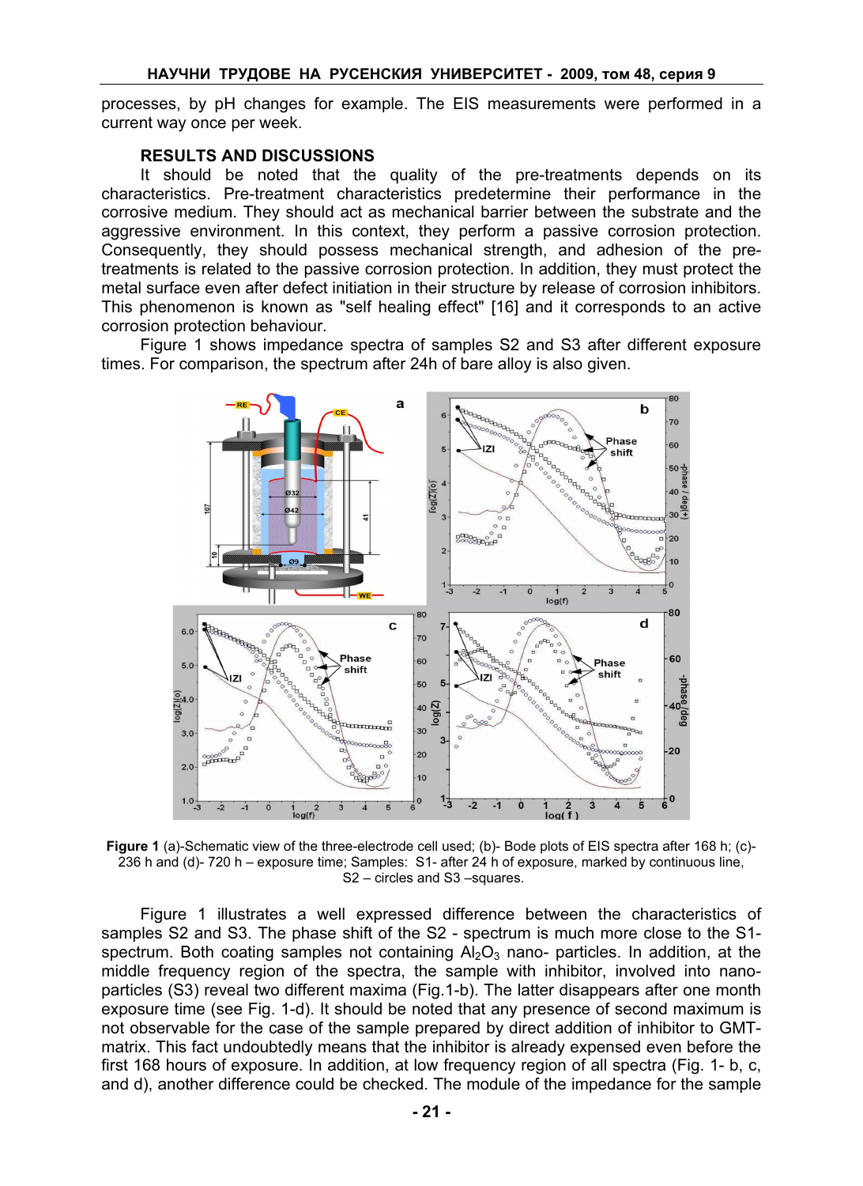processes, by pH changes for example. The EIS measurements were performed in a current way once per week.

## RESULTS AND DISCUSSIONS

It should be noted that the quality of the pre-treatments depends on its characteristics. Pre-treatment characteristics predetermine their performance in the corrosive medium. They should act as mechanical barrier between the substrate and the aggressive environment. In this context, they perform a passive corrosion protection. Consequently, they should possess mechanical strength, and adhesion of the pre-treatments is related to the passive corrosion protection. In addition, they must protect the metal surface even after defect initiation in their structure by release of corrosion inhibitors. This phenomenon is known as "self healing effect" [16] and it corresponds to an active corrosion protection behaviour.

Figure 1 shows impedance spectra of samples S2 and S3 after different exposure times. For comparison, the spectrum after 24h of bare alloy is also given.

**Figure 1** (a)-Schematic view of the three-electrode cell used; (b)- Bode plots of EIS spectra after 168 h; (c)- 236 h and (d)- 720 h – exposure time; Samples: S1- after 24 h of exposure, marked by continuous line, S2 – circles and S3 –squares.

Figure 1 illustrates a well expressed difference between the characteristics of samples S2 and S3. The phase shift of the S2 - spectrum is much more close to the S1-spectrum. Both coating samples not containing $Al_2O_3$ nano- particles. In addition, at the middle frequency region of the spectra, the sample with inhibitor, involved into nano-particles (S3) reveal two different maxima (Fig.1-b). The latter disappears after one month exposure time (see Fig. 1-d). It should be noted that any presence of second maximum is not observable for the case of the sample prepared by direct addition of inhibitor to GMT-matrix. This fact undoubtedly means that the inhibitor is already expensed even before the first 168 hours of exposure. In addition, at low frequency region of all spectra (Fig. 1- b, c, and d), another difference could be checked. The module of the impedance for the sample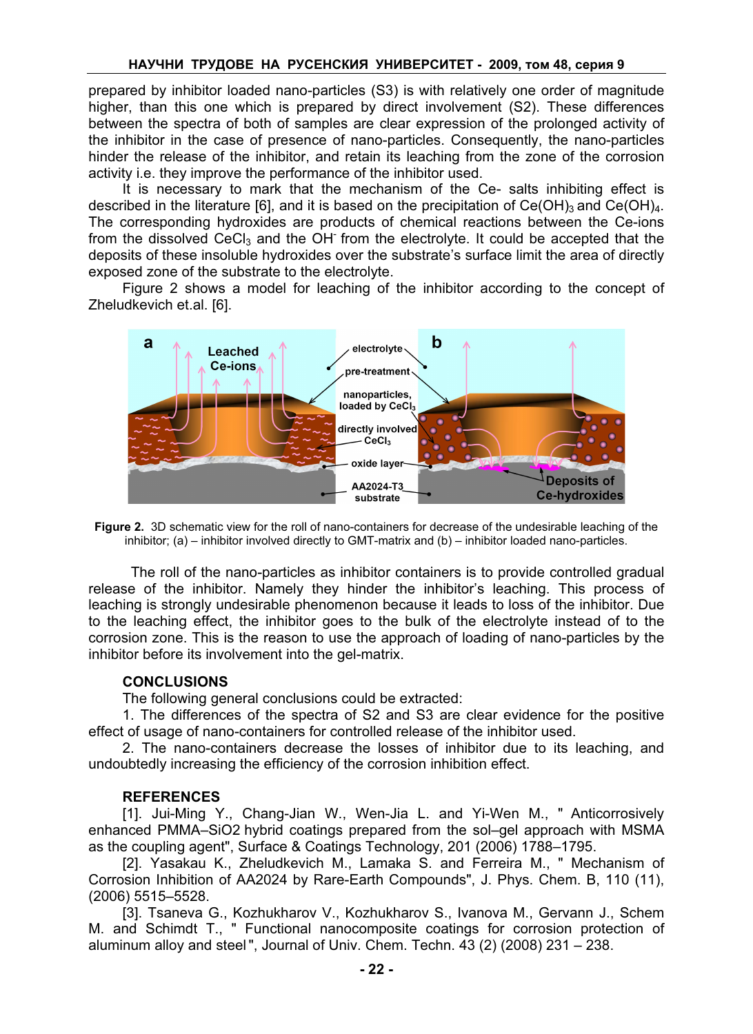prepared by inhibitor loaded nano-particles (S3) is with relatively one order of magnitude higher, than this one which is prepared by direct involvement (S2). These differences between the spectra of both of samples are clear expression of the prolonged activity of the inhibitor in the case of presence of nano-particles. Consequently, the nano-particles hinder the release of the inhibitor, and retain its leaching from the zone of the corrosion activity i.e. they improve the performance of the inhibitor used.

It is necessary to mark that the mechanism of the Ce- salts inhibiting effect is described in the literature [6], and it is based on the precipitation of $Ce(OH)_3$ and $Ce(OH)_4$. The corresponding hydroxides are products of chemical reactions between the Ce-ions from the dissolved $CeCl_3$ and the $OH^-$ from the electrolyte. It could be accepted that the deposits of these insoluble hydroxides over the substrate's surface limit the area of directly exposed zone of the substrate to the electrolyte.

Figure 2 shows a model for leaching of the inhibitor according to the concept of Zheludkevich et.al. [6].

**Figure 2.** 3D schematic view for the roll of nano-containers for decrease of the undesirable leaching of the inhibitor; (a) – inhibitor involved directly to GMT-matrix and (b) – inhibitor loaded nano-particles.

The roll of the nano-particles as inhibitor containers is to provide controlled gradual release of the inhibitor. Namely they hinder the inhibitor's leaching. This process of leaching is strongly undesirable phenomenon because it leads to loss of the inhibitor. Due to the leaching effect, the inhibitor goes to the bulk of the electrolyte instead of to the corrosion zone. This is the reason to use the approach of loading of nano-particles by the inhibitor before its involvement into the gel-matrix.

## CONCLUSIONS

The following general conclusions could be extracted:

1. The differences of the spectra of S2 and S3 are clear evidence for the positive effect of usage of nano-containers for controlled release of the inhibitor used.
2. The nano-containers decrease the losses of inhibitor due to its leaching, and undoubtedly increasing the efficiency of the corrosion inhibition effect.

## REFERENCES

[1]. Jui-Ming Y., Chang-Jian W., Wen-Jia L. and Yi-Wen M., " Anticorrosively enhanced PMMA–SiO2 hybrid coatings prepared from the sol–gel approach with MSMA as the coupling agent", Surface & Coatings Technology, 201 (2006) 1788–1795.

[2]. Yasakau K., Zheludkevich M., Lamaka S. and Ferreira M., " Mechanism of Corrosion Inhibition of AA2024 by Rare-Earth Compounds", J. Phys. Chem. B, 110 (11), (2006) 5515–5528.

[3]. Tsaneva G., Kozhukharov V., Kozhukharov S., Ivanova M., Gervann J., Schem M. and Schimdt T., " Functional nanocomposite coatings for corrosion protection of aluminum alloy and steel", Journal of Univ. Chem. Techn. 43 (2) (2008) 231 – 238.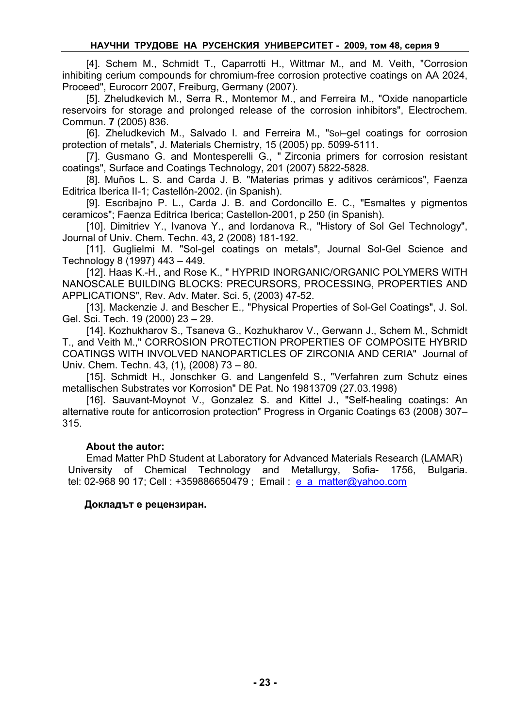[4]. Schem M., Schmidt T., Caparrotti H., Wittmar M., and M. Veith, "Corrosion inhibiting cerium compounds for chromium-free corrosion protective coatings on AA 2024, Proceed", Eurocorr 2007, Freiburg, Germany (2007).

[5]. Zheludkevich M., Serra R., Montemor M., and Ferreira M., "Oxide nanoparticle reservoirs for storage and prolonged release of the corrosion inhibitors", Electrochem. Commun. **7** (2005) 836.

[6]. Zheludkevich M., Salvado I. and Ferreira M., "Sol–gel coatings for corrosion protection of metals", J. Materials Chemistry, 15 (2005) pp. 5099-5111.

[7]. Gusmano G. and Montesperelli G., " Zirconia primers for corrosion resistant coatings", Surface and Coatings Technology, 201 (2007) 5822-5828.

[8]. Muños L. S. and Carda J. B. "Materias primas y aditivos cerámicos", Faenza Editrica Iberica II-1; Castellón-2002. (in Spanish).

[9]. Escribajno P. L., Carda J. B. and Cordoncillo E. C., "Esmaltes y pigmentos ceramicos"; Faenza Editrica Iberica; Castellon-2001, p 250 (in Spanish).

[10]. Dimitriev Y., Ivanova Y., and Iordanova R., "History of Sol Gel Technology", Journal of Univ. Chem. Techn. 43**,** 2 (2008) 181-192.

[11]. Guglielmi M. "Sol-gel coatings on metals", Journal Sol-Gel Science and Technology 8 (1997) 443 – 449.

[12]. Haas K.-H., and Rose K., " HYPRID INORGANIC/ORGANIC POLYMERS WITH NANOSCALE BUILDING BLOCKS: PRECURSORS, PROCESSING, PROPERTIES AND APPLICATIONS", Rev. Adv. Mater. Sci. 5, (2003) 47-52.

[13]. Mackenzie J. and Bescher E., "Physical Properties of Sol-Gel Coatings", J. Sol. Gel. Sci. Tech. 19 (2000) 23 – 29.

[14]. Kozhukharov S., Tsaneva G., Kozhukharov V., Gerwann J., Schem M., Schmidt T., and Veith M.," CORROSION PROTECTION PROPERTIES OF COMPOSITE HYBRID COATINGS WITH INVOLVED NANOPARTICLES OF ZIRCONIA AND CERIA" Journal of Univ. Chem. Techn. 43, (1), (2008) 73 – 80.

[15]. Schmidt H., Jonschker G. and Langenfeld S., "Verfahren zum Schutz eines metallischen Substrates vor Korrosion" DE Pat. No 19813709 (27.03.1998)

[16]. Sauvant-Moynot V., Gonzalez S. and Kittel J., "Self-healing coatings: An alternative route for anticorrosion protection" Progress in Organic Coatings 63 (2008) 307–315.

**About the autor:**

Emad Matter PhD Student at Laboratory for Advanced Materials Research (LAMAR) University of Chemical Technology and Metallurgy, Sofia- 1756, Bulgaria. tel: 02-968 90 17; Cell : +359886650479 ; Email : e_a_matter@yahoo.com

**Докладът е рецензиран.**